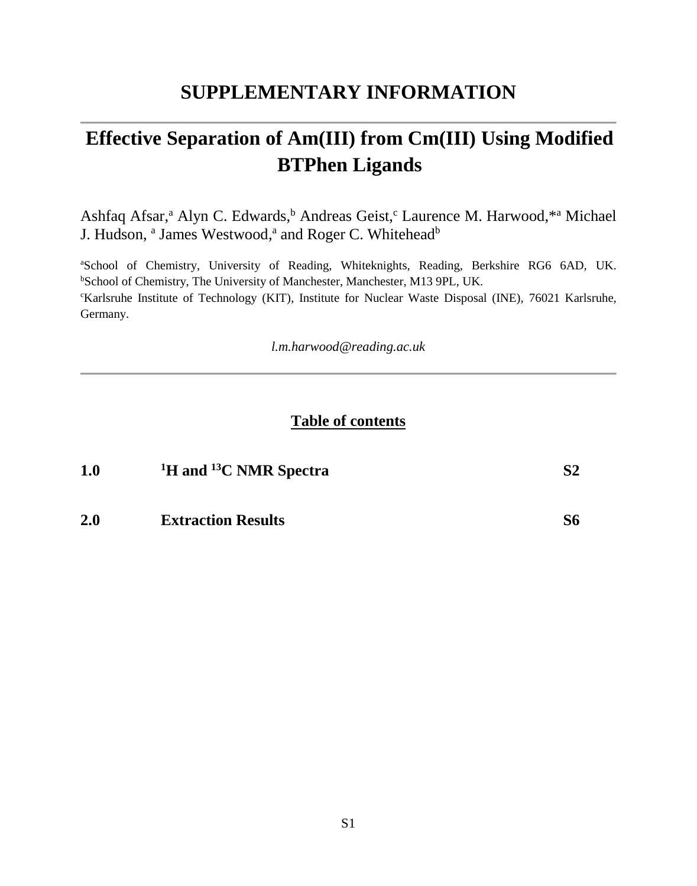# SUPPLEMENTARY INFORMATION

## Effective Separation of Am(III) from Cm(III) Using Modified BTPhen Ligands

Ashfaq Afsar,[a] Alyn C. Edwards,[b] Andreas Geist,[c] Laurence M. Harwood,*[a] Michael J. Hudson, [a] James Westwood,[a] and Roger C. Whitehead[b]

[a]School of Chemistry, University of Reading, Whiteknights, Reading, Berkshire RG6 6AD, UK. [b]School of Chemistry, The University of Manchester, Manchester, M13 9PL, UK.
[c]Karlsruhe Institute of Technology (KIT), Institute for Nuclear Waste Disposal (INE), 76021 Karlsruhe, Germany.

*l.m.harwood@reading.ac.uk*

**Table of contents**

| | | |
|---|---|---|
| **1.0** | **$^{1}$H and $^{13}$C NMR Spectra** | **S2** |
| **2.0** | **Extraction Results** | **S6** |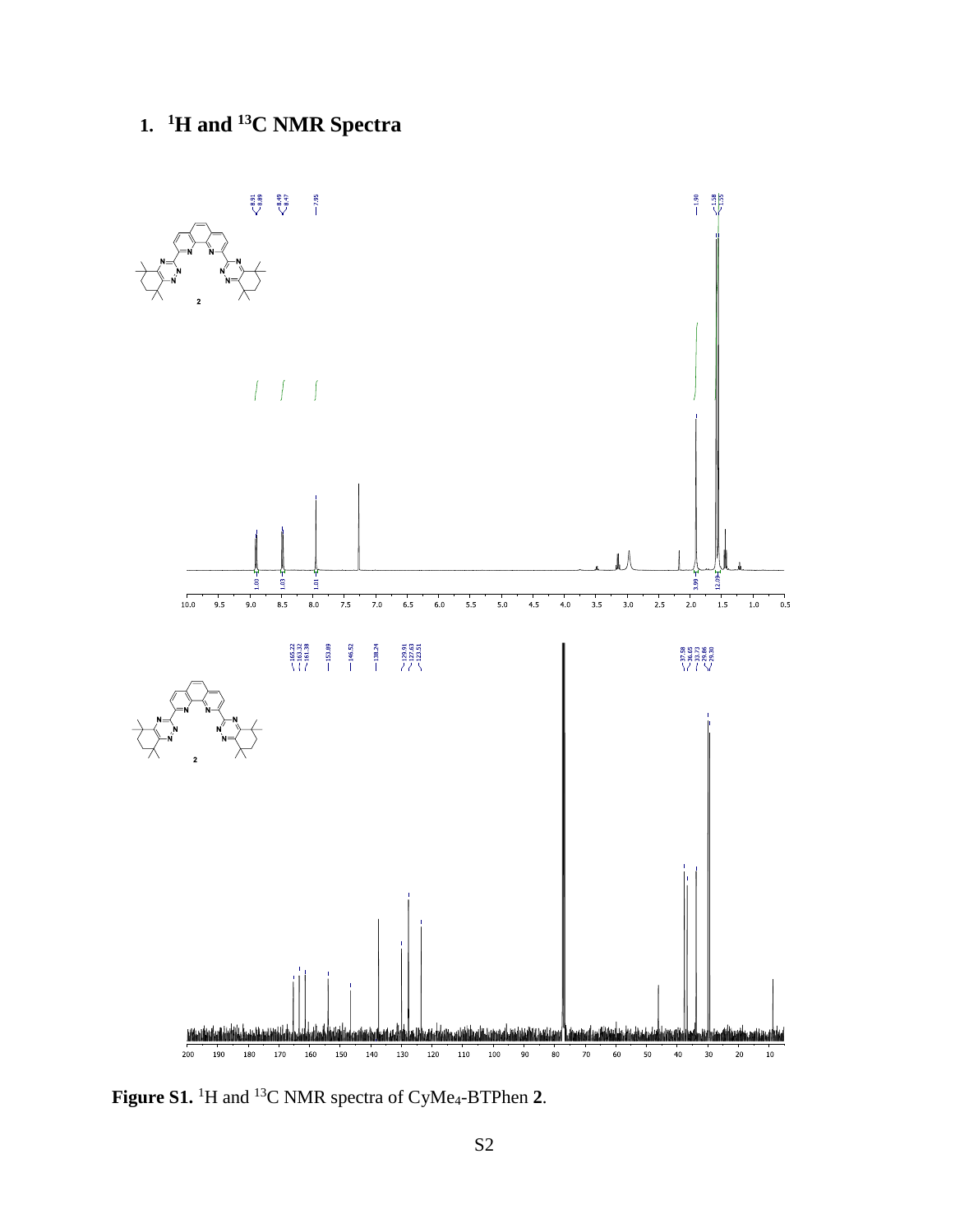# 1. [1]H and [13]C NMR Spectra

**Figure S1.** $^{1}$H and $^{13}$C NMR spectra of CyMe$_4$-BTPhen **2**.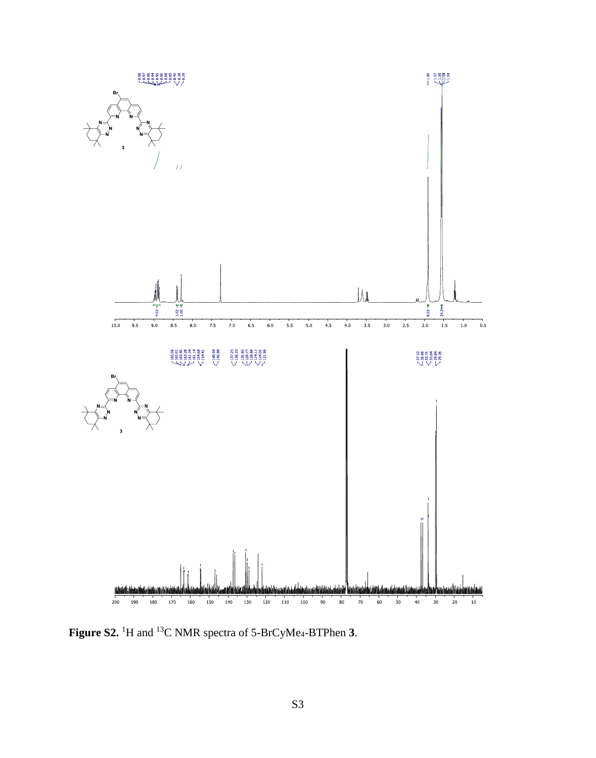**Figure S2.** [1]H and [13]C NMR spectra of 5-BrCyMe4-BTPhen **3**.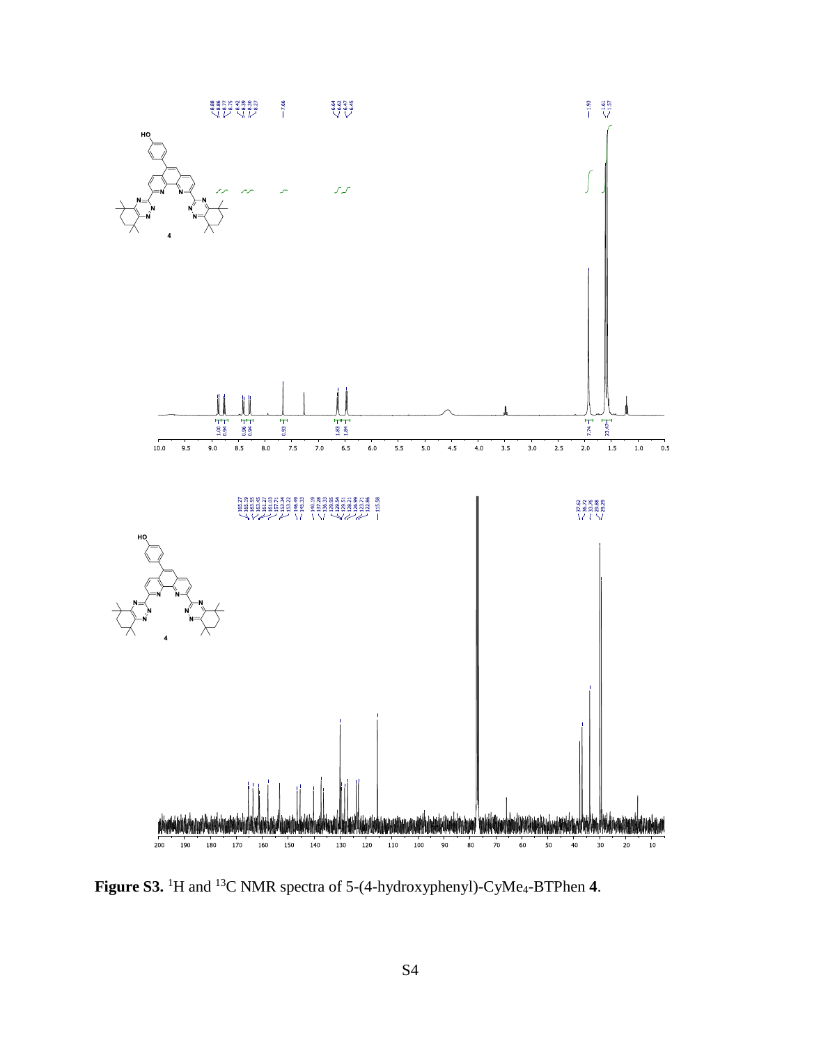**Figure S3.** $^{1}H$ and $^{13}C$ NMR spectra of 5-(4-hydroxyphenyl)-CyMe$_4$-BTPhen **4**.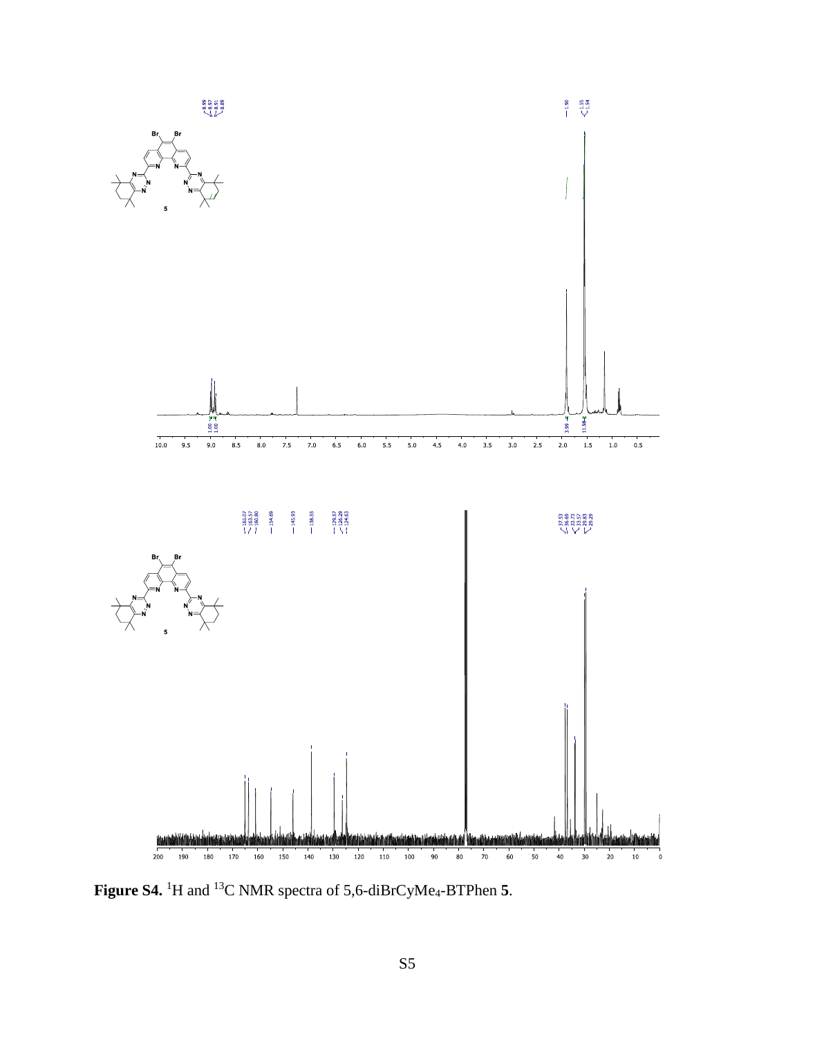**Figure S4.** $^{1}$H and $^{13}$C NMR spectra of 5,6-diBrCyMe$_4$-BTPhen **5**.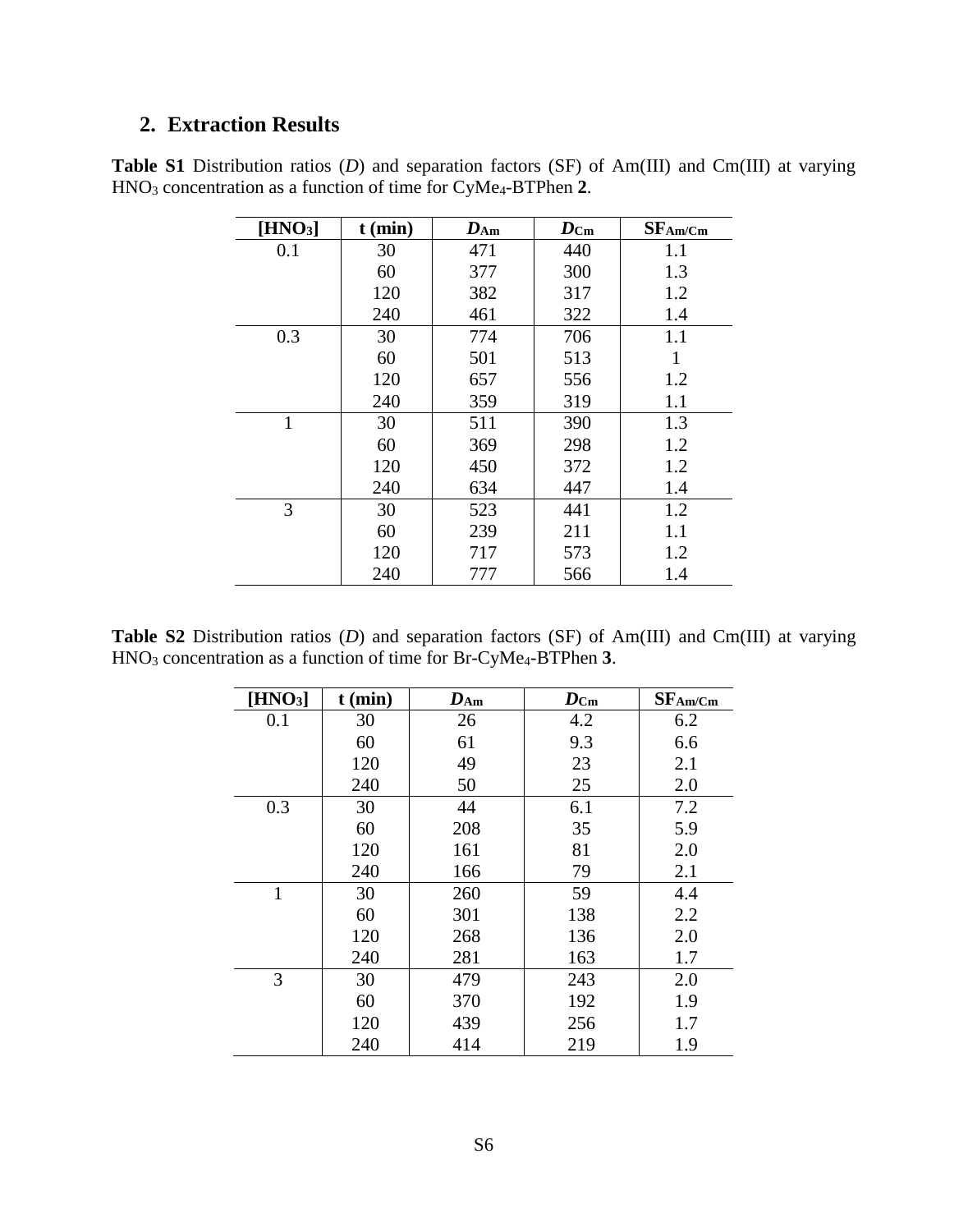## 2. Extraction Results

**Table S1** Distribution ratios (*D*) and separation factors (SF) of Am(III) and Cm(III) at varying $HNO_3$ concentration as a function of time for CyMe$_4$-BTPhen **2**.

| [$HNO_3$] | t (min) | $D_{Am}$ | $D_{Cm}$ | $SF_{Am/Cm}$ |
|---|---|---|---|---|
| 0.1 | 30 | 471 | 440 | 1.1 |
| | 60 | 377 | 300 | 1.3 |
| | 120 | 382 | 317 | 1.2 |
| | 240 | 461 | 322 | 1.4 |
| 0.3 | 30 | 774 | 706 | 1.1 |
| | 60 | 501 | 513 | 1 |
| | 120 | 657 | 556 | 1.2 |
| | 240 | 359 | 319 | 1.1 |
| 1 | 30 | 511 | 390 | 1.3 |
| | 60 | 369 | 298 | 1.2 |
| | 120 | 450 | 372 | 1.2 |
| | 240 | 634 | 447 | 1.4 |
| 3 | 30 | 523 | 441 | 1.2 |
| | 60 | 239 | 211 | 1.1 |
| | 120 | 717 | 573 | 1.2 |
| | 240 | 777 | 566 | 1.4 |

**Table S2** Distribution ratios (*D*) and separation factors (SF) of Am(III) and Cm(III) at varying $HNO_3$ concentration as a function of time for Br-CyMe$_4$-BTPhen **3**.

| [$HNO_3$] | t (min) | $D_{Am}$ | $D_{Cm}$ | $SF_{Am/Cm}$ |
|---|---|---|---|---|
| 0.1 | 30 | 26 | 4.2 | 6.2 |
| | 60 | 61 | 9.3 | 6.6 |
| | 120 | 49 | 23 | 2.1 |
| | 240 | 50 | 25 | 2.0 |
| 0.3 | 30 | 44 | 6.1 | 7.2 |
| | 60 | 208 | 35 | 5.9 |
| | 120 | 161 | 81 | 2.0 |
| | 240 | 166 | 79 | 2.1 |
| 1 | 30 | 260 | 59 | 4.4 |
| | 60 | 301 | 138 | 2.2 |
| | 120 | 268 | 136 | 2.0 |
| | 240 | 281 | 163 | 1.7 |
| 3 | 30 | 479 | 243 | 2.0 |
| | 60 | 370 | 192 | 1.9 |
| | 120 | 439 | 256 | 1.7 |
| | 240 | 414 | 219 | 1.9 |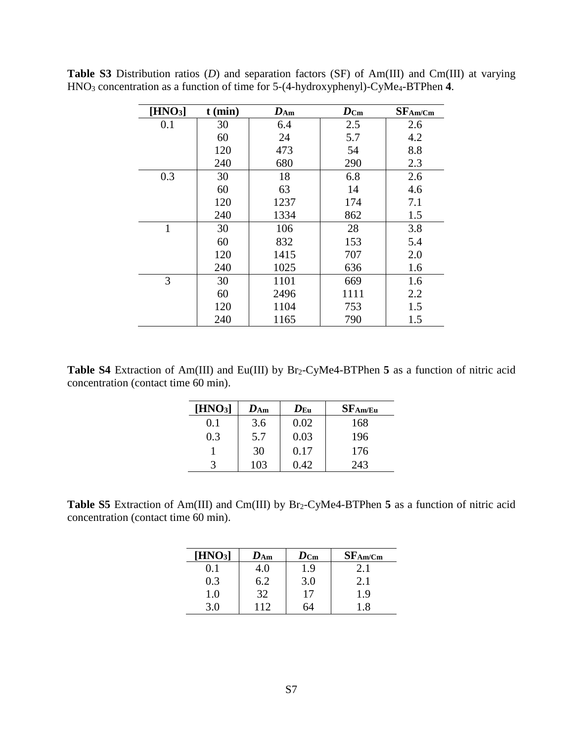**Table S3** Distribution ratios (*D*) and separation factors (SF) of Am(III) and Cm(III) at varying $HNO_3$ concentration as a function of time for 5-(4-hydroxyphenyl)-CyMe$_4$-BTPhen **4**.

| $[HNO_3]$ | t (min) | $D_{Am}$ | $D_{Cm}$ | $SF_{Am/Cm}$ |
|---|---|---|---|---|
| 0.1 | 30 | 6.4 | 2.5 | 2.6 |
| | 60 | 24 | 5.7 | 4.2 |
| | 120 | 473 | 54 | 8.8 |
| | 240 | 680 | 290 | 2.3 |
| 0.3 | 30 | 18 | 6.8 | 2.6 |
| | 60 | 63 | 14 | 4.6 |
| | 120 | 1237 | 174 | 7.1 |
| | 240 | 1334 | 862 | 1.5 |
| 1 | 30 | 106 | 28 | 3.8 |
| | 60 | 832 | 153 | 5.4 |
| | 120 | 1415 | 707 | 2.0 |
| | 240 | 1025 | 636 | 1.6 |
| 3 | 30 | 1101 | 669 | 1.6 |
| | 60 | 2496 | 1111 | 2.2 |
| | 120 | 1104 | 753 | 1.5 |
| | 240 | 1165 | 790 | 1.5 |

**Table S4** Extraction of Am(III) and Eu(III) by Br$_2$-CyMe4-BTPhen **5** as a function of nitric acid concentration (contact time 60 min).

| $[HNO_3]$ | $D_{Am}$ | $D_{Eu}$ | $SF_{Am/Eu}$ |
|---|---|---|---|
| 0.1 | 3.6 | 0.02 | 168 |
| 0.3 | 5.7 | 0.03 | 196 |
| 1 | 30 | 0.17 | 176 |
| 3 | 103 | 0.42 | 243 |

**Table S5** Extraction of Am(III) and Cm(III) by Br$_2$-CyMe4-BTPhen **5** as a function of nitric acid concentration (contact time 60 min).

| $[HNO_3]$ | $D_{Am}$ | $D_{Cm}$ | $SF_{Am/Cm}$ |
|---|---|---|---|
| 0.1 | 4.0 | 1.9 | 2.1 |
| 0.3 | 6.2 | 3.0 | 2.1 |
| 1.0 | 32 | 17 | 1.9 |
| 3.0 | 112 | 64 | 1.8 |